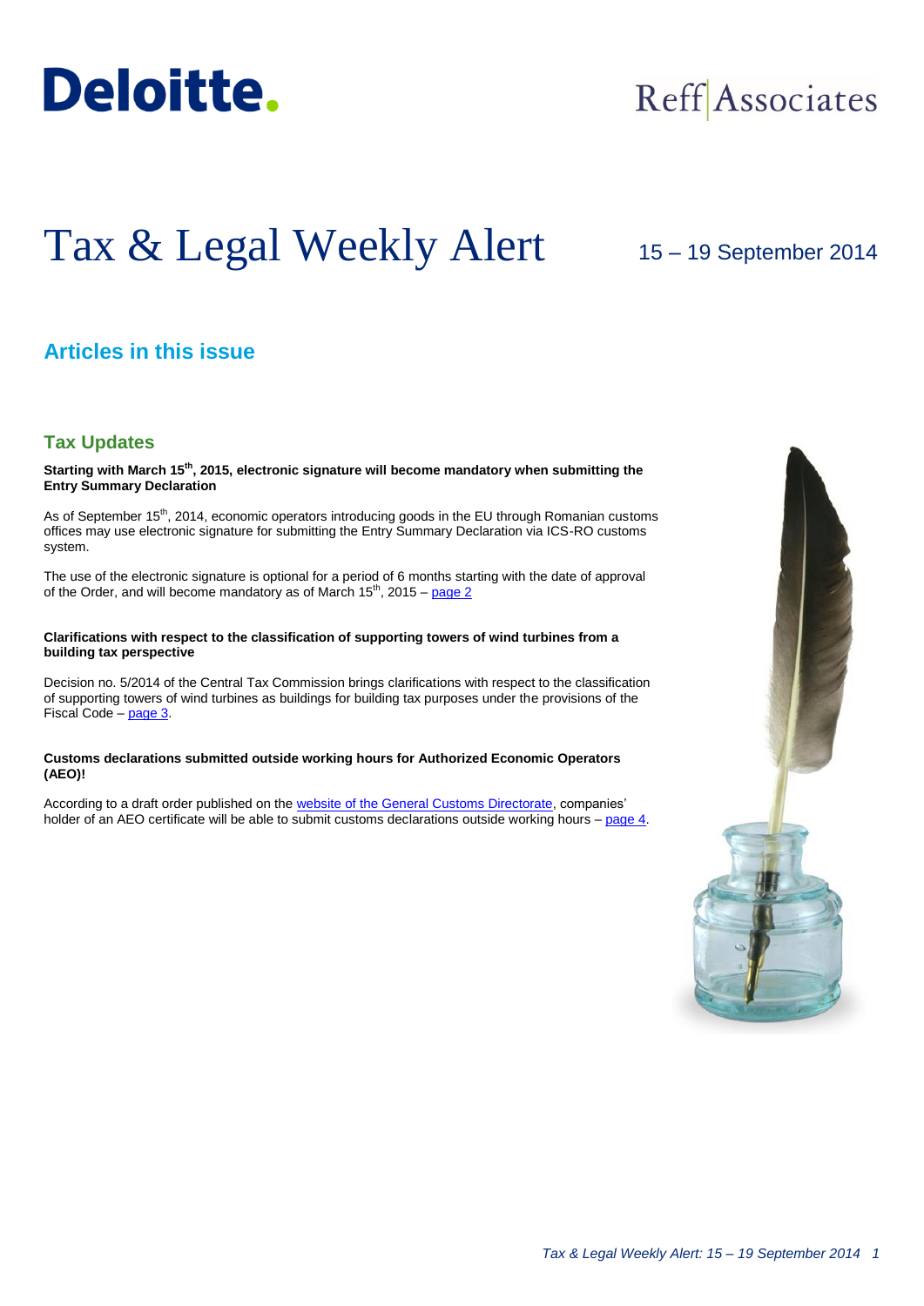Deloitte.

Reff|Associates

# Tax & Legal Weekly Alert

15 – 19 September 2014

## Articles in this issue

### Tax Updates

**Starting with March 15th, 2015, electronic signature will become mandatory when submitting the Entry Summary Declaration**

As of September 15th, 2014, economic operators introducing goods in the EU through Romanian customs offices may use electronic signature for submitting the Entry Summary Declaration via ICS-RO customs system.

The use of the electronic signature is optional for a period of 6 months starting with the date of approval of the Order, and will become mandatory as of March 15th, 2015 – page 2

**Clarifications with respect to the classification of supporting towers of wind turbines from a building tax perspective**

Decision no. 5/2014 of the Central Tax Commission brings clarifications with respect to the classification of supporting towers of wind turbines as buildings for building tax purposes under the provisions of the Fiscal Code – page 3.

**Customs declarations submitted outside working hours for Authorized Economic Operators (AEO)!**

According to a draft order published on the website of the General Customs Directorate, companies' holder of an AEO certificate will be able to submit customs declarations outside working hours – page 4.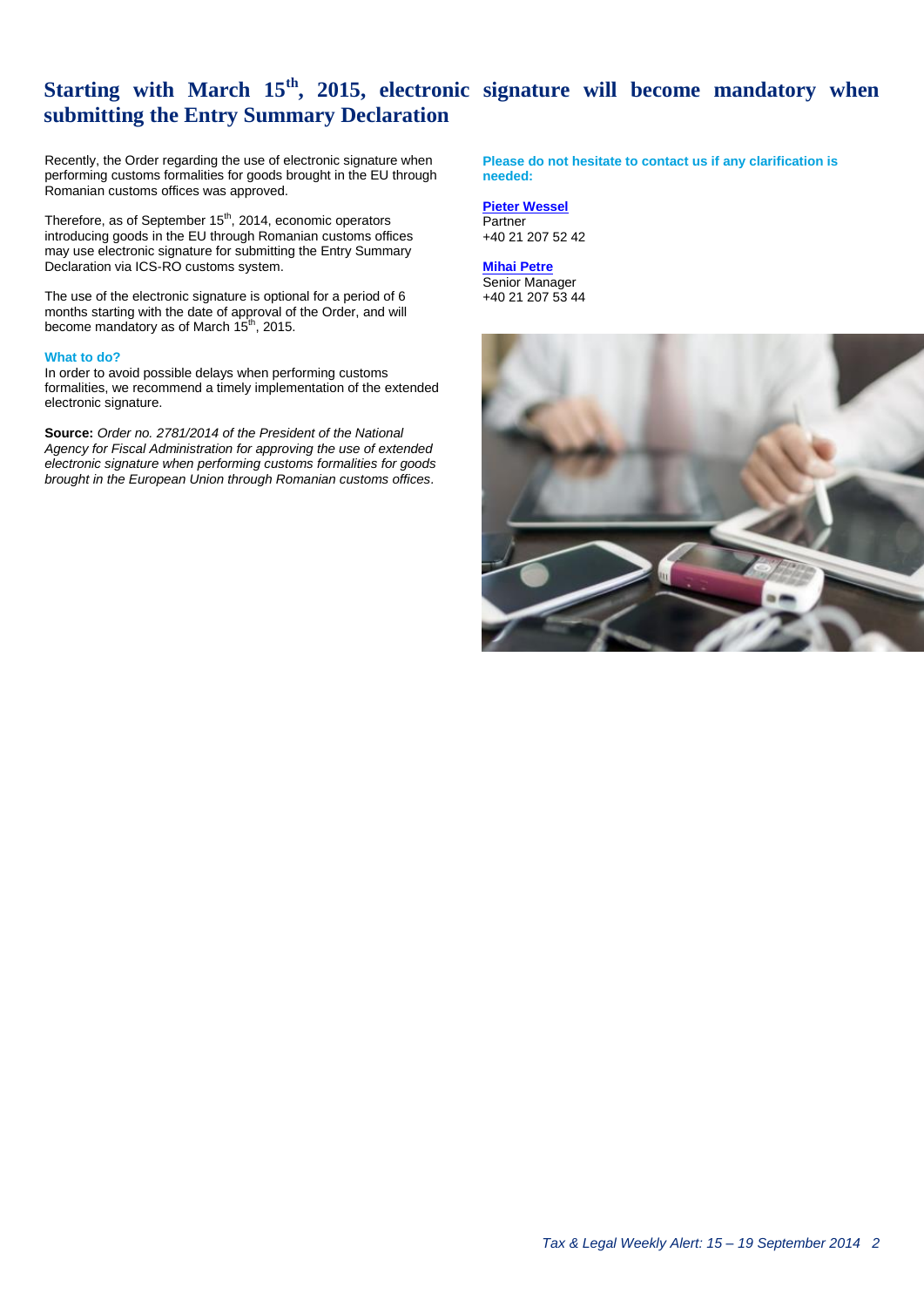# Starting with March 15th, 2015, electronic signature will become mandatory when submitting the Entry Summary Declaration

Recently, the Order regarding the use of electronic signature when performing customs formalities for goods brought in the EU through Romanian customs offices was approved.

Therefore, as of September 15th, 2014, economic operators introducing goods in the EU through Romanian customs offices may use electronic signature for submitting the Entry Summary Declaration via ICS-RO customs system.

The use of the electronic signature is optional for a period of 6 months starting with the date of approval of the Order, and will become mandatory as of March 15th, 2015.

### What to do?

In order to avoid possible delays when performing customs formalities, we recommend a timely implementation of the extended electronic signature.

**Source:** *Order no. 2781/2014 of the President of the National Agency for Fiscal Administration for approving the use of extended electronic signature when performing customs formalities for goods brought in the European Union through Romanian customs offices*.

**Please do not hesitate to contact us if any clarification is needed:**

**Pieter Wessel**
Partner
+40 21 207 52 42

**Mihai Petre**
Senior Manager
+40 21 207 53 44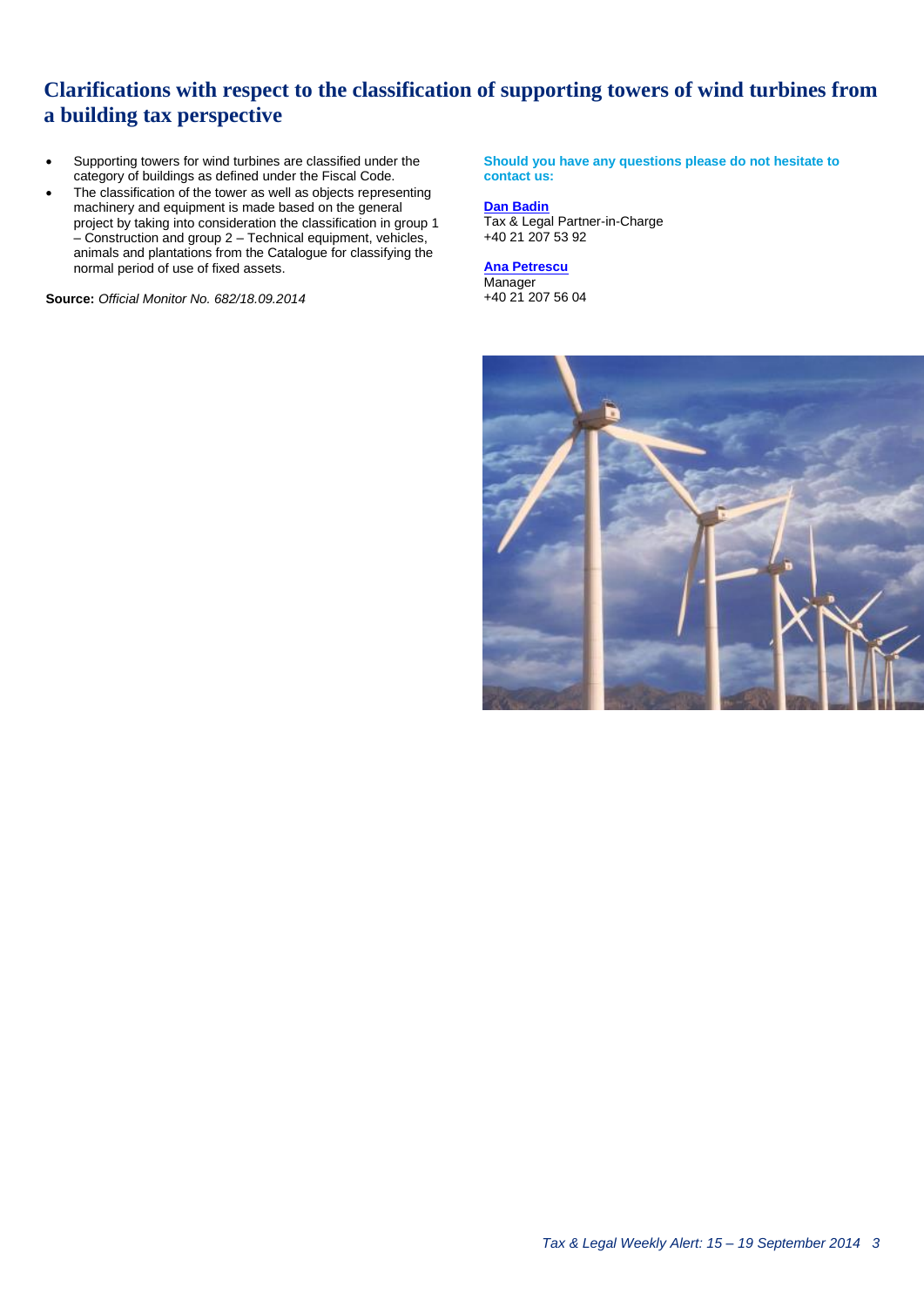## Clarifications with respect to the classification of supporting towers of wind turbines from a building tax perspective

- Supporting towers for wind turbines are classified under the category of buildings as defined under the Fiscal Code.
- The classification of the tower as well as objects representing machinery and equipment is made based on the general project by taking into consideration the classification in group 1 – Construction and group 2 – Technical equipment, vehicles, animals and plantations from the Catalogue for classifying the normal period of use of fixed assets.

**Source:** *Official Monitor No. 682/18.09.2014*

**Should you have any questions please do not hesitate to contact us:**

**Dan Badin**
Tax & Legal Partner-in-Charge
+40 21 207 53 92

**Ana Petrescu**
Manager
+40 21 207 56 04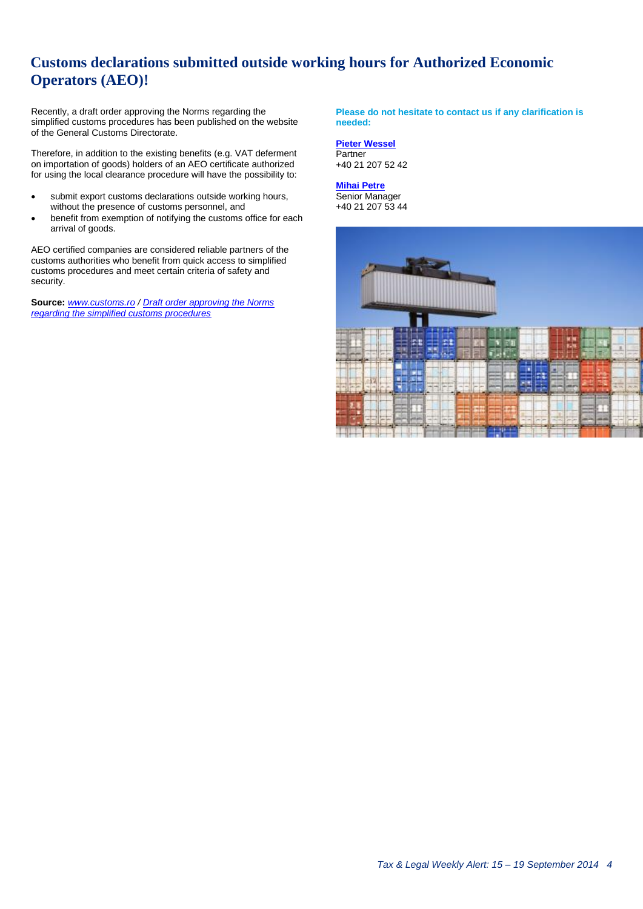# Customs declarations submitted outside working hours for Authorized Economic Operators (AEO)!

Recently, a draft order approving the Norms regarding the simplified customs procedures has been published on the website of the General Customs Directorate.

Therefore, in addition to the existing benefits (e.g. VAT deferment on importation of goods) holders of an AEO certificate authorized for using the local clearance procedure will have the possibility to:

- submit export customs declarations outside working hours, without the presence of customs personnel, and
- benefit from exemption of notifying the customs office for each arrival of goods.

AEO certified companies are considered reliable partners of the customs authorities who benefit from quick access to simplified customs procedures and meet certain criteria of safety and security.

**Source:** *www.customs.ro* / *Draft order approving the Norms regarding the simplified customs procedures*

**Please do not hesitate to contact us if any clarification is needed:**

**Pieter Wessel**
Partner
+40 21 207 52 42

**Mihai Petre**
Senior Manager
+40 21 207 53 44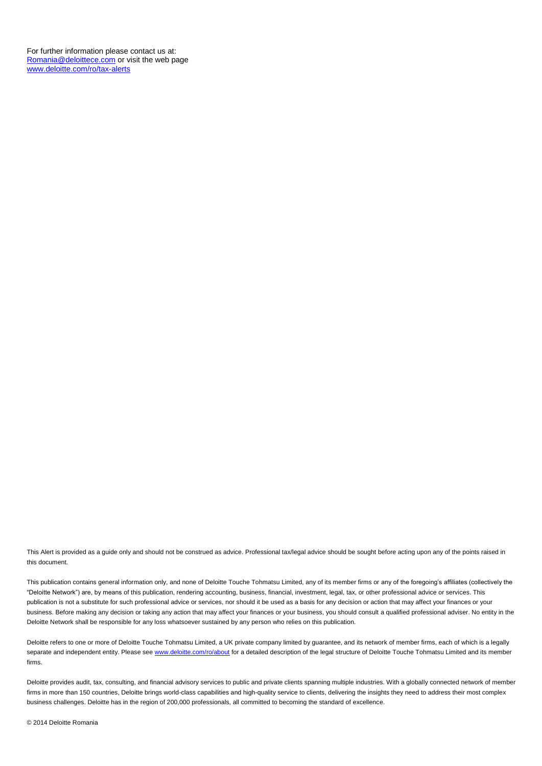For further information please contact us at:
Romania@deloittece.com or visit the web page
www.deloitte.com/ro/tax-alerts

This Alert is provided as a guide only and should not be construed as advice. Professional tax/legal advice should be sought before acting upon any of the points raised in this document.

This publication contains general information only, and none of Deloitte Touche Tohmatsu Limited, any of its member firms or any of the foregoing's affiliates (collectively the "Deloitte Network") are, by means of this publication, rendering accounting, business, financial, investment, legal, tax, or other professional advice or services. This publication is not a substitute for such professional advice or services, nor should it be used as a basis for any decision or action that may affect your finances or your business. Before making any decision or taking any action that may affect your finances or your business, you should consult a qualified professional adviser. No entity in the Deloitte Network shall be responsible for any loss whatsoever sustained by any person who relies on this publication.

Deloitte refers to one or more of Deloitte Touche Tohmatsu Limited, a UK private company limited by guarantee, and its network of member firms, each of which is a legally separate and independent entity. Please see www.deloitte.com/ro/about for a detailed description of the legal structure of Deloitte Touche Tohmatsu Limited and its member firms.

Deloitte provides audit, tax, consulting, and financial advisory services to public and private clients spanning multiple industries. With a globally connected network of member firms in more than 150 countries, Deloitte brings world-class capabilities and high-quality service to clients, delivering the insights they need to address their most complex business challenges. Deloitte has in the region of 200,000 professionals, all committed to becoming the standard of excellence.

© 2014 Deloitte Romania